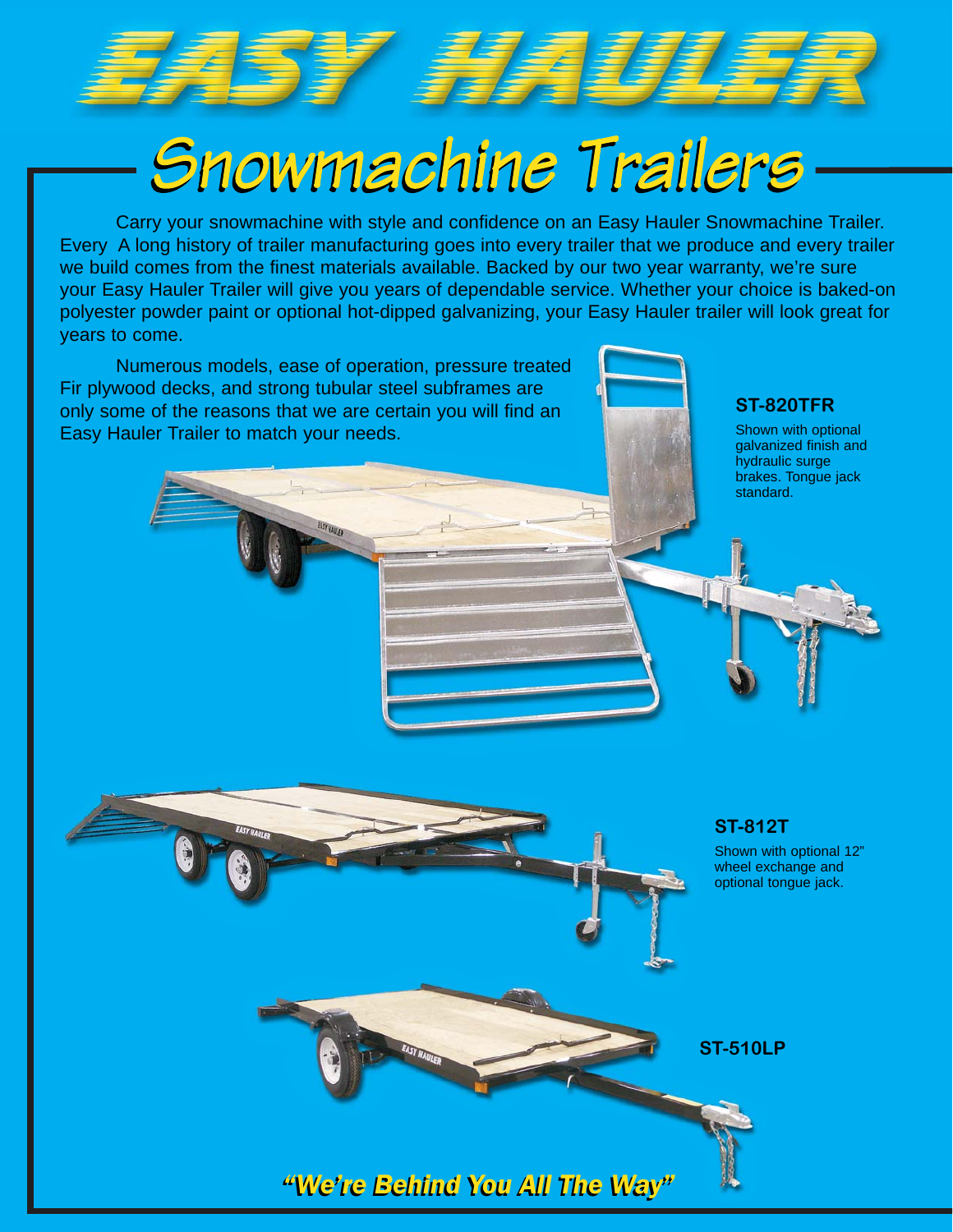# EASY HAULER

## Snowmachine Trailers

Carry your snowmachine with style and confidence on an Easy Hauler Snowmachine Trailer. Every A long history of trailer manufacturing goes into every trailer that we produce and every trailer we build comes from the finest materials available. Backed by our two year warranty, we're sure your Easy Hauler Trailer will give you years of dependable service. Whether your choice is baked-on polyester powder paint or optional hot-dipped galvanizing, your Easy Hauler trailer will look great for years to come.

Numerous models, ease of operation, pressure treated Fir plywood decks, and strong tubular steel subframes are only some of the reasons that we are certain you will find an Easy Hauler Trailer to match your needs.

**ST-820TFR**

Shown with optional galvanized finish and hydraulic surge brakes. Tongue jack standard.

**ST-812T**

Shown with optional 12" wheel exchange and optional tongue jack.

**ST-510LP**

***"We're Behind You All The Way"***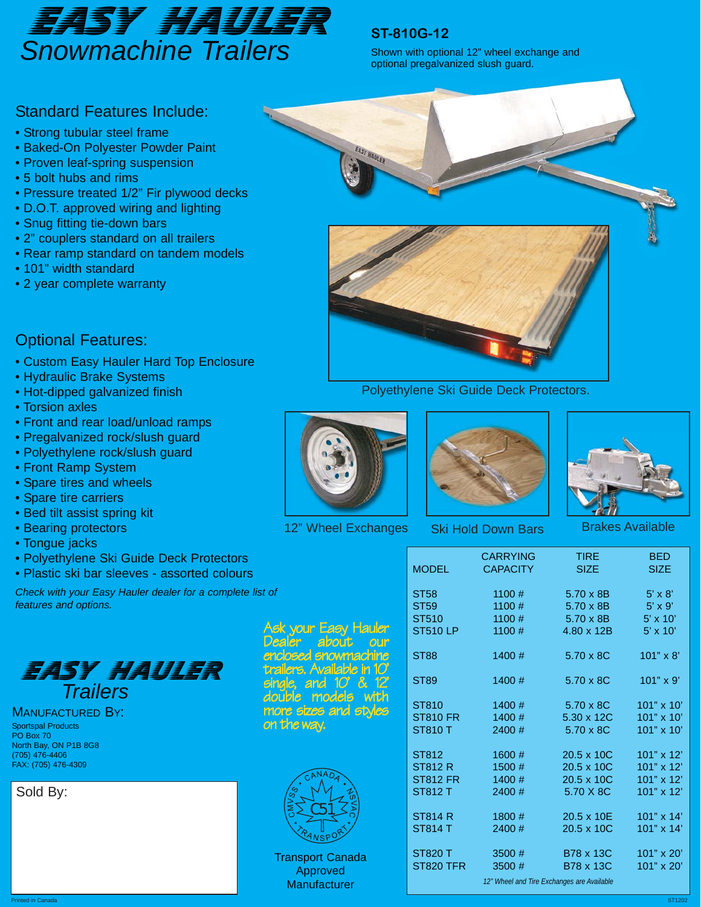# EASY HAULER
## Snowmachine Trailers

**ST-810G-12**

Shown with optional 12" wheel exchange and optional pregalvanized slush guard.

### Standard Features Include:

- Strong tubular steel frame
- Baked-On Polyester Powder Paint
- Proven leaf-spring suspension
- 5 bolt hubs and rims
- Pressure treated 1/2" Fir plywood decks
- D.O.T. approved wiring and lighting
- Snug fitting tie-down bars
- 2" couplers standard on all trailers
- Rear ramp standard on tandem models
- 101" width standard
- 2 year complete warranty

Polyethylene Ski Guide Deck Protectors.

### Optional Features:

- Custom Easy Hauler Hard Top Enclosure
- Hydraulic Brake Systems
- Hot-dipped galvanized finish
- Torsion axles
- Front and rear load/unload ramps
- Pregalvanized rock/slush guard
- Polyethylene rock/slush guard
- Front Ramp System
- Spare tires and wheels
- Spare tire carriers
- Bed tilt assist spring kit
- Bearing protectors
- Tongue jacks
- Polyethylene Ski Guide Deck Protectors
- Plastic ski bar sleeves - assorted colours

*Check with your Easy Hauler dealer for a complete list of features and options.*

12" Wheel Exchanges

Ski Hold Down Bars

Brakes Available

| MODEL | CARRYING CAPACITY | TIRE SIZE | BED SIZE |
|---|---|---|---|
| ST58 | 1100 # | 5.70 x 8B | 5' x 8' |
| ST59 | 1100 # | 5.70 x 8B | 5' x 9' |
| ST510 | 1100 # | 5.70 x 8B | 5' x 10' |
| ST510 LP | 1100 # | 4.80 x 12B | 5' x 10' |
| ST88 | 1400 # | 5.70 x 8C | 101" x 8' |
| ST89 | 1400 # | 5.70 x 8C | 101" x 9' |
| ST810 | 1400 # | 5.70 x 8C | 101" x 10' |
| ST810 FR | 1400 # | 5.30 x 12C | 101" x 10' |
| ST810 T | 2400 # | 5.70 x 8C | 101" x 10' |
| ST812 | 1600 # | 20.5 x 10C | 101" x 12' |
| ST812 R | 1500 # | 20.5 x 10C | 101" x 12' |
| ST812 FR | 1400 # | 20.5 x 10C | 101" x 12' |
| ST812 T | 2400 # | 5.70 X 8C | 101" x 12' |
| ST814 R | 1800 # | 20.5 x 10E | 101" x 14' |
| ST814 T | 2400 # | 20.5 x 10C | 101" x 14' |
| ST820 T | 3500 # | B78 x 13C | 101" x 20' |
| ST820 TFR | 3500 # | B78 x 13C | 101" x 20' |

*12" Wheel and Tire Exchanges are Available*

Ask your Easy Hauler Dealer about our enclosed snowmachine trailers. Available in 10' single, and 10' & 12' double models with more sizes and styles on the way.

# EASY HAULER
## Trailers

MANUFACTURED BY:

Sportspal Products
PO Box 70
North Bay, ON P1B 8G8
(705) 476-4406
FAX: (705) 476-4309

Sold By:

CANADA CMVSS NSVAC C51 TRANSPORT

Transport Canada Approved Manufacturer

Printed in Canada

ST1202